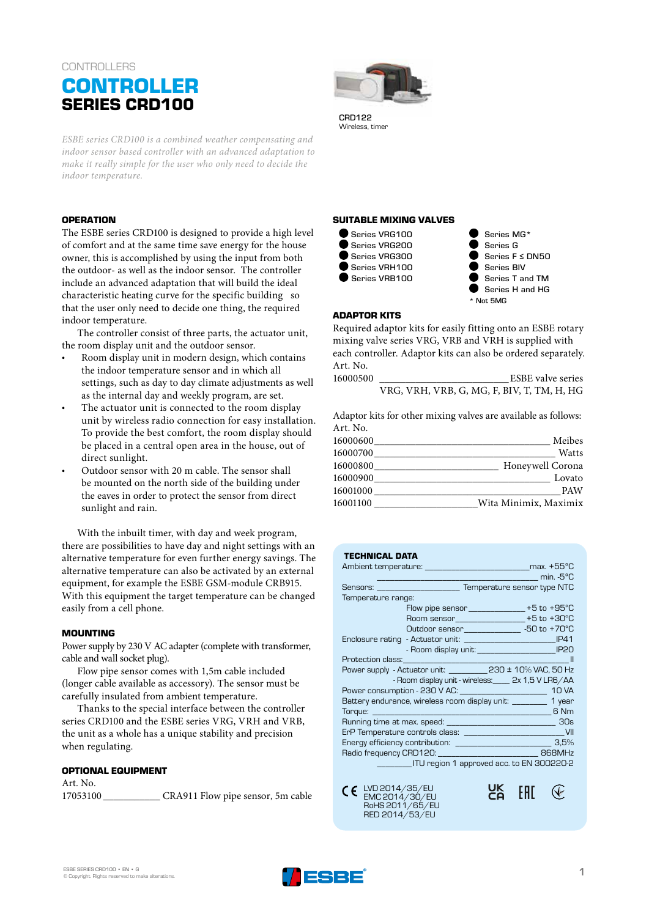CONTROLLERS

# CONTROLLER
## SERIES CRD100

CRD122
Wireless, timer

*ESBE series CRD100 is a combined weather compensating and indoor sensor based controller with an advanced adaptation to make it really simple for the user who only need to decide the indoor temperature.*

### OPERATION

The ESBE series CRD100 is designed to provide a high level of comfort and at the same time save energy for the house owner, this is accomplished by using the input from both the outdoor- as well as the indoor sensor. The controller include an advanced adaptation that will build the ideal characteristic heating curve for the specific building so that the user only need to decide one thing, the required indoor temperature.

The controller consist of three parts, the actuator unit, the room display unit and the outdoor sensor.

- Room display unit in modern design, which contains the indoor temperature sensor and in which all settings, such as day to day climate adjustments as well as the internal day and weekly program, are set.
- The actuator unit is connected to the room display unit by wireless radio connection for easy installation. To provide the best comfort, the room display should be placed in a central open area in the house, out of direct sunlight.
- Outdoor sensor with 20 m cable. The sensor shall be mounted on the north side of the building under the eaves in order to protect the sensor from direct sunlight and rain.

With the inbuilt timer, with day and week program, there are possibilities to have day and night settings with an alternative temperature for even further energy savings. The alternative temperature can also be activated by an external equipment, for example the ESBE GSM-module CRB915. With this equipment the target temperature can be changed easily from a cell phone.

### MOUNTING

Power supply by 230 V AC adapter (complete with transformer, cable and wall socket plug).

Flow pipe sensor comes with 1,5m cable included (longer cable available as accessory). The sensor must be carefully insulated from ambient temperature.

Thanks to the special interface between the controller series CRD100 and the ESBE series VRG, VRH and VRB, the unit as a whole has a unique stability and precision when regulating.

### OPTIONAL EQUIPMENT

| Art. No. | |
|---|---|
| 17053100 | CRA911 Flow pipe sensor, 5m cable |

### SUITABLE MIXING VALVES

- Series VRG100
- Series VRG200
- Series VRG300
- Series VRH100
- Series VRB100
- Series MG*
- Series G
- Series F ≤ DN50
- Series BIV
- Series T and TM
- Series H and HG

\* Not 5MG

### ADAPTOR KITS

Required adaptor kits for easily fitting onto an ESBE rotary mixing valve series VRG, VRB and VRH is supplied with each controller. Adaptor kits can also be ordered separately.

| Art. No. | |
|---|---|
| 16000500 | ESBE valve series VRG, VRH, VRB, G, MG, F, BIV, T, TM, H, HG |

Adaptor kits for other mixing valves are available as follows:

| Art. No. | |
|---|---|
| 16000600 | Meibes |
| 16000700 | Watts |
| 16000800 | Honeywell Corona |
| 16000900 | Lovato |
| 16001000 | PAW |
| 16001100 | Wita Minimix, Maximix |

### TECHNICAL DATA

| | |
|---|---|
| Ambient temperature: | max. +55°C |
| | min. -5°C |
| Sensors: | Temperature sensor type NTC |
| Temperature range: | |
| Flow pipe sensor | +5 to +95°C |
| Room sensor | +5 to +30°C |
| Outdoor sensor | -50 to +70°C |
| Enclosure rating - Actuator unit: | IP41 |
| - Room display unit: | IP20 |
| Protection class: | II |
| Power supply - Actuator unit: | 230 ± 10% VAC, 50 Hz |
| - Room display unit - wireless: | 2x 1,5 V LR6/AA |
| Power consumption - 230 V AC: | 10 VA |
| Battery endurance, wireless room display unit: | 1 year |
| Torque: | 6 Nm |
| Running time at max. speed: | 30s |
| ErP Temperature controls class: | VII |
| Energy efficiency contribution: | 3,5% |
| Radio frequency CRD120: | 868MHz |
| | ITU region 1 approved acc. to EN 300220-2 |

LVD 2014/35/EU
EMC 2014/30/EU
RoHS 2011/65/EU
RED 2014/53/EU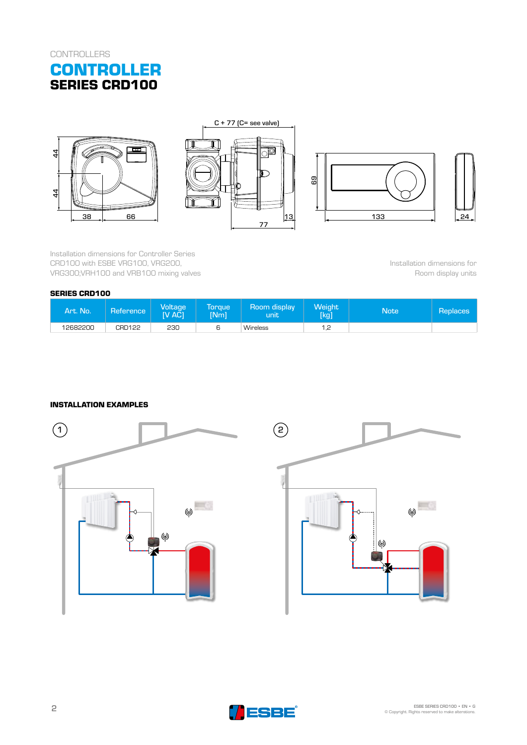CONTROLLERS

# CONTROLLER
## SERIES CRD100

C + 77 (C= see valve)

44
44
38
66
77
13
69
133
24

Installation dimensions for Controller Series CRD100 with ESBE VRG100, VRG200, VRG300;VRH100 and VRB100 mixing valves

Installation dimensions for Room display units

### SERIES CRD100

| Art. No. | Reference | Voltage [V AC] | Torque [Nm] | Room display unit | Weight [kg] | Note | Replaces |
|---|---|---|---|---|---|---|---|
| 12682200 | CRD122 | 230 | 6 | Wireless | 1,2 | | |

### INSTALLATION EXAMPLES

1

2